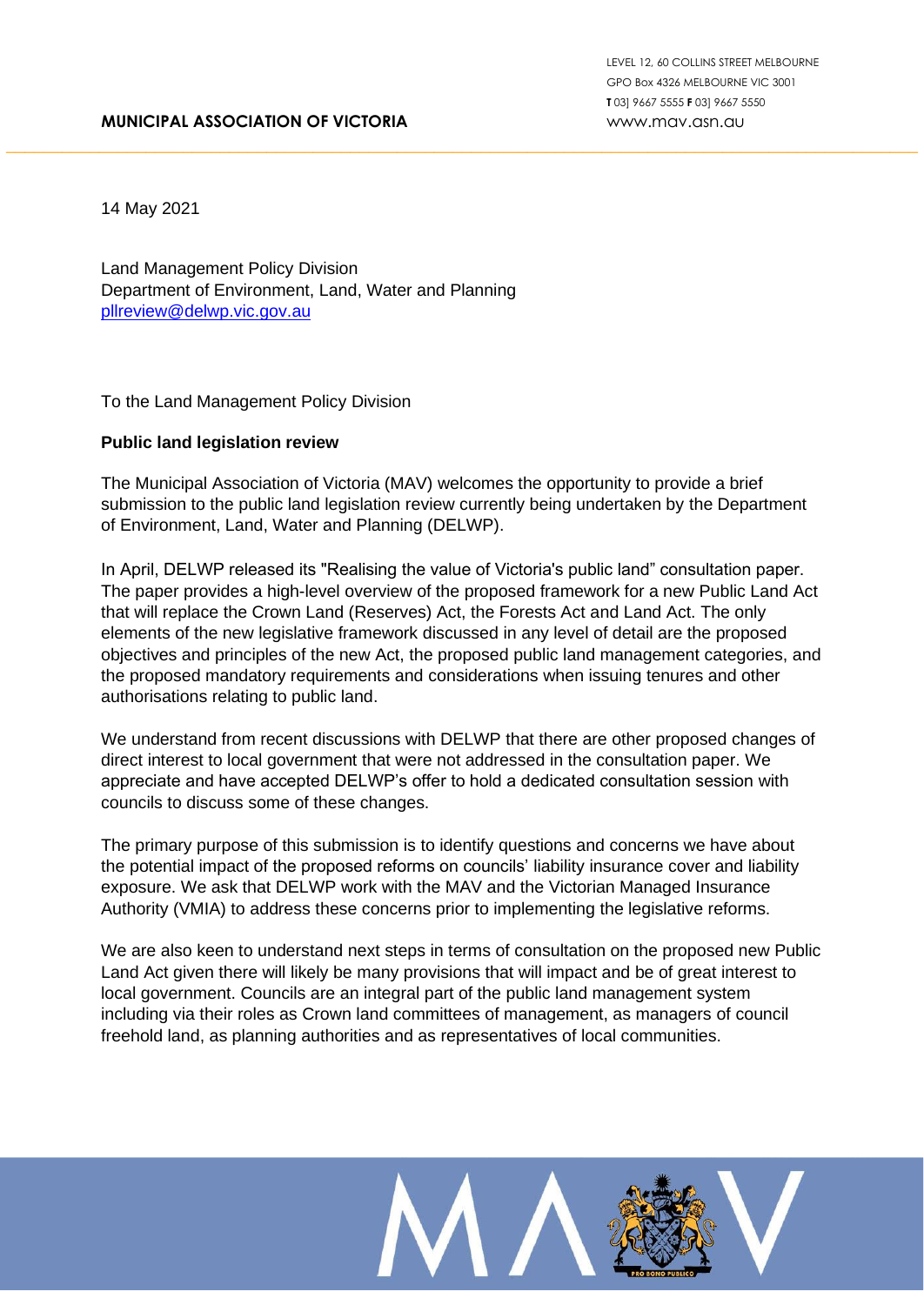**MUNICIPAL ASSOCIATION OF VICTORIA**

LEVEL 12, 60 COLLINS STREET MELBOURNE
GPO Box 4326 MELBOURNE VIC 3001
**T** 03] 9667 5555 **F** 03] 9667 5550
www.mav.asn.au

14 May 2021

Land Management Policy Division
Department of Environment, Land, Water and Planning
pllreview@delwp.vic.gov.au

To the Land Management Policy Division

**Public land legislation review**

The Municipal Association of Victoria (MAV) welcomes the opportunity to provide a brief submission to the public land legislation review currently being undertaken by the Department of Environment, Land, Water and Planning (DELWP).

In April, DELWP released its "Realising the value of Victoria's public land" consultation paper. The paper provides a high-level overview of the proposed framework for a new Public Land Act that will replace the Crown Land (Reserves) Act, the Forests Act and Land Act. The only elements of the new legislative framework discussed in any level of detail are the proposed objectives and principles of the new Act, the proposed public land management categories, and the proposed mandatory requirements and considerations when issuing tenures and other authorisations relating to public land.

We understand from recent discussions with DELWP that there are other proposed changes of direct interest to local government that were not addressed in the consultation paper. We appreciate and have accepted DELWP's offer to hold a dedicated consultation session with councils to discuss some of these changes.

The primary purpose of this submission is to identify questions and concerns we have about the potential impact of the proposed reforms on councils' liability insurance cover and liability exposure. We ask that DELWP work with the MAV and the Victorian Managed Insurance Authority (VMIA) to address these concerns prior to implementing the legislative reforms.

We are also keen to understand next steps in terms of consultation on the proposed new Public Land Act given there will likely be many provisions that will impact and be of great interest to local government. Councils are an integral part of the public land management system including via their roles as Crown land committees of management, as managers of council freehold land, as planning authorities and as representatives of local communities.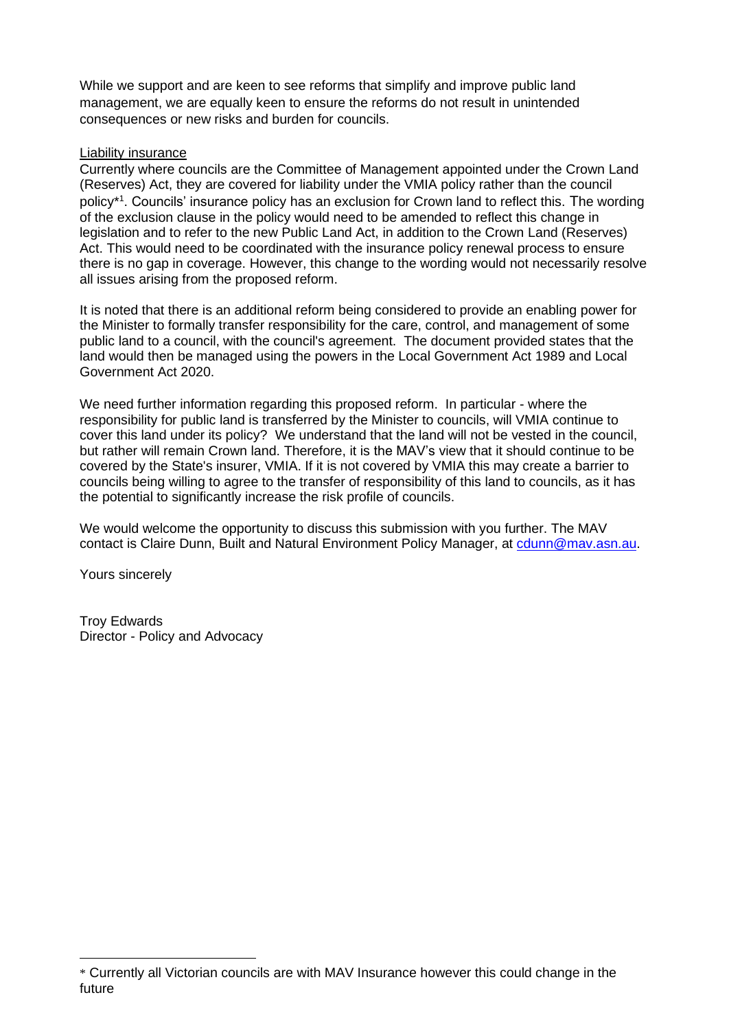While we support and are keen to see reforms that simplify and improve public land management, we are equally keen to ensure the reforms do not result in unintended consequences or new risks and burden for councils.

Liability insurance

Currently where councils are the Committee of Management appointed under the Crown Land (Reserves) Act, they are covered for liability under the VMIA policy rather than the council policy*[1]. Councils' insurance policy has an exclusion for Crown land to reflect this. The wording of the exclusion clause in the policy would need to be amended to reflect this change in legislation and to refer to the new Public Land Act, in addition to the Crown Land (Reserves) Act. This would need to be coordinated with the insurance policy renewal process to ensure there is no gap in coverage. However, this change to the wording would not necessarily resolve all issues arising from the proposed reform.

It is noted that there is an additional reform being considered to provide an enabling power for the Minister to formally transfer responsibility for the care, control, and management of some public land to a council, with the council's agreement. The document provided states that the land would then be managed using the powers in the Local Government Act 1989 and Local Government Act 2020.

We need further information regarding this proposed reform. In particular - where the responsibility for public land is transferred by the Minister to councils, will VMIA continue to cover this land under its policy? We understand that the land will not be vested in the council, but rather will remain Crown land. Therefore, it is the MAV's view that it should continue to be covered by the State's insurer, VMIA. If it is not covered by VMIA this may create a barrier to councils being willing to agree to the transfer of responsibility of this land to councils, as it has the potential to significantly increase the risk profile of councils.

We would welcome the opportunity to discuss this submission with you further. The MAV contact is Claire Dunn, Built and Natural Environment Policy Manager, at cdunn@mav.asn.au.

Yours sincerely

Troy Edwards
Director - Policy and Advocacy

---

* Currently all Victorian councils are with MAV Insurance however this could change in the future